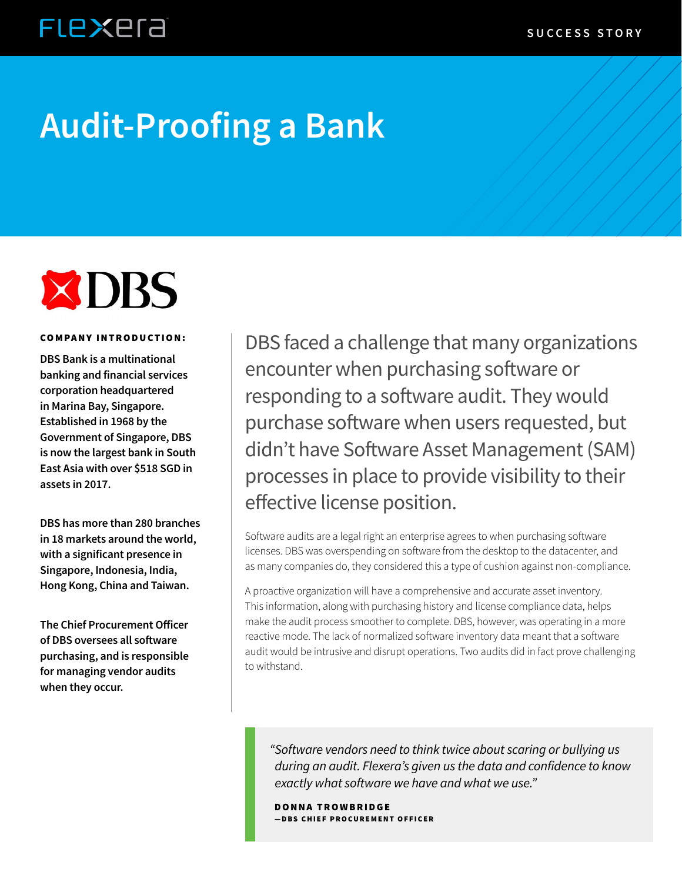SUCCESS STORY

# Audit-Proofing a Bank

**COMPANY INTRODUCTION:**

**DBS Bank is a multinational banking and financial services corporation headquartered in Marina Bay, Singapore. Established in 1968 by the Government of Singapore, DBS is now the largest bank in South East Asia with over $518 SGD in assets in 2017.**

**DBS has more than 280 branches in 18 markets around the world, with a significant presence in Singapore, Indonesia, India, Hong Kong, China and Taiwan.**

**The Chief Procurement Officer of DBS oversees all software purchasing, and is responsible for managing vendor audits when they occur.**

DBS faced a challenge that many organizations encounter when purchasing software or responding to a software audit. They would purchase software when users requested, but didn't have Software Asset Management (SAM) processes in place to provide visibility to their effective license position.

Software audits are a legal right an enterprise agrees to when purchasing software licenses. DBS was overspending on software from the desktop to the datacenter, and as many companies do, they considered this a type of cushion against non-compliance.

A proactive organization will have a comprehensive and accurate asset inventory. This information, along with purchasing history and license compliance data, helps make the audit process smoother to complete. DBS, however, was operating in a more reactive mode. The lack of normalized software inventory data meant that a software audit would be intrusive and disrupt operations. Two audits did in fact prove challenging to withstand.

> *"Software vendors need to think twice about scaring or bullying us during an audit. Flexera's given us the data and confidence to know exactly what software we have and what we use."*
>
> **DONNA TROWBRIDGE**
> **—DBS CHIEF PROCUREMENT OFFICER**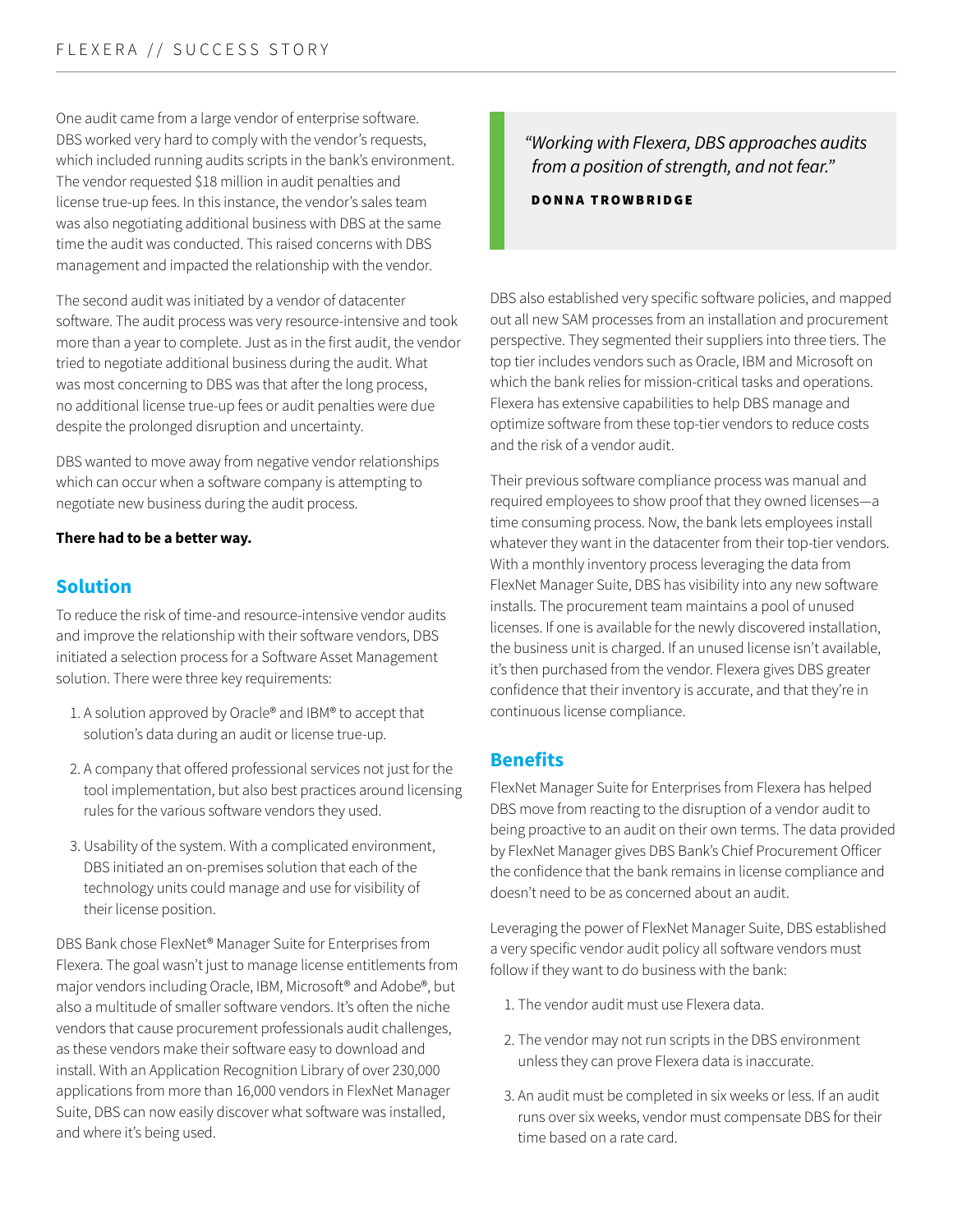One audit came from a large vendor of enterprise software. DBS worked very hard to comply with the vendor's requests, which included running audits scripts in the bank's environment. The vendor requested $18 million in audit penalties and license true-up fees. In this instance, the vendor's sales team was also negotiating additional business with DBS at the same time the audit was conducted. This raised concerns with DBS management and impacted the relationship with the vendor.

The second audit was initiated by a vendor of datacenter software. The audit process was very resource-intensive and took more than a year to complete. Just as in the first audit, the vendor tried to negotiate additional business during the audit. What was most concerning to DBS was that after the long process, no additional license true-up fees or audit penalties were due despite the prolonged disruption and uncertainty.

DBS wanted to move away from negative vendor relationships which can occur when a software company is attempting to negotiate new business during the audit process.

**There had to be a better way.**

## Solution

To reduce the risk of time-and resource-intensive vendor audits and improve the relationship with their software vendors, DBS initiated a selection process for a Software Asset Management solution. There were three key requirements:

1. A solution approved by Oracle® and IBM® to accept that solution's data during an audit or license true-up.
2. A company that offered professional services not just for the tool implementation, but also best practices around licensing rules for the various software vendors they used.
3. Usability of the system. With a complicated environment, DBS initiated an on-premises solution that each of the technology units could manage and use for visibility of their license position.

DBS Bank chose FlexNet® Manager Suite for Enterprises from Flexera. The goal wasn't just to manage license entitlements from major vendors including Oracle, IBM, Microsoft® and Adobe®, but also a multitude of smaller software vendors. It's often the niche vendors that cause procurement professionals audit challenges, as these vendors make their software easy to download and install. With an Application Recognition Library of over 230,000 applications from more than 16,000 vendors in FlexNet Manager Suite, DBS can now easily discover what software was installed, and where it's being used.

> *"Working with Flexera, DBS approaches audits from a position of strength, and not fear."*
>
> **DONNA TROWBRIDGE**

DBS also established very specific software policies, and mapped out all new SAM processes from an installation and procurement perspective. They segmented their suppliers into three tiers. The top tier includes vendors such as Oracle, IBM and Microsoft on which the bank relies for mission-critical tasks and operations. Flexera has extensive capabilities to help DBS manage and optimize software from these top-tier vendors to reduce costs and the risk of a vendor audit.

Their previous software compliance process was manual and required employees to show proof that they owned licenses—a time consuming process. Now, the bank lets employees install whatever they want in the datacenter from their top-tier vendors. With a monthly inventory process leveraging the data from FlexNet Manager Suite, DBS has visibility into any new software installs. The procurement team maintains a pool of unused licenses. If one is available for the newly discovered installation, the business unit is charged. If an unused license isn't available, it's then purchased from the vendor. Flexera gives DBS greater confidence that their inventory is accurate, and that they're in continuous license compliance.

## Benefits

FlexNet Manager Suite for Enterprises from Flexera has helped DBS move from reacting to the disruption of a vendor audit to being proactive to an audit on their own terms. The data provided by FlexNet Manager gives DBS Bank's Chief Procurement Officer the confidence that the bank remains in license compliance and doesn't need to be as concerned about an audit.

Leveraging the power of FlexNet Manager Suite, DBS established a very specific vendor audit policy all software vendors must follow if they want to do business with the bank:

1. The vendor audit must use Flexera data.
2. The vendor may not run scripts in the DBS environment unless they can prove Flexera data is inaccurate.
3. An audit must be completed in six weeks or less. If an audit runs over six weeks, vendor must compensate DBS for their time based on a rate card.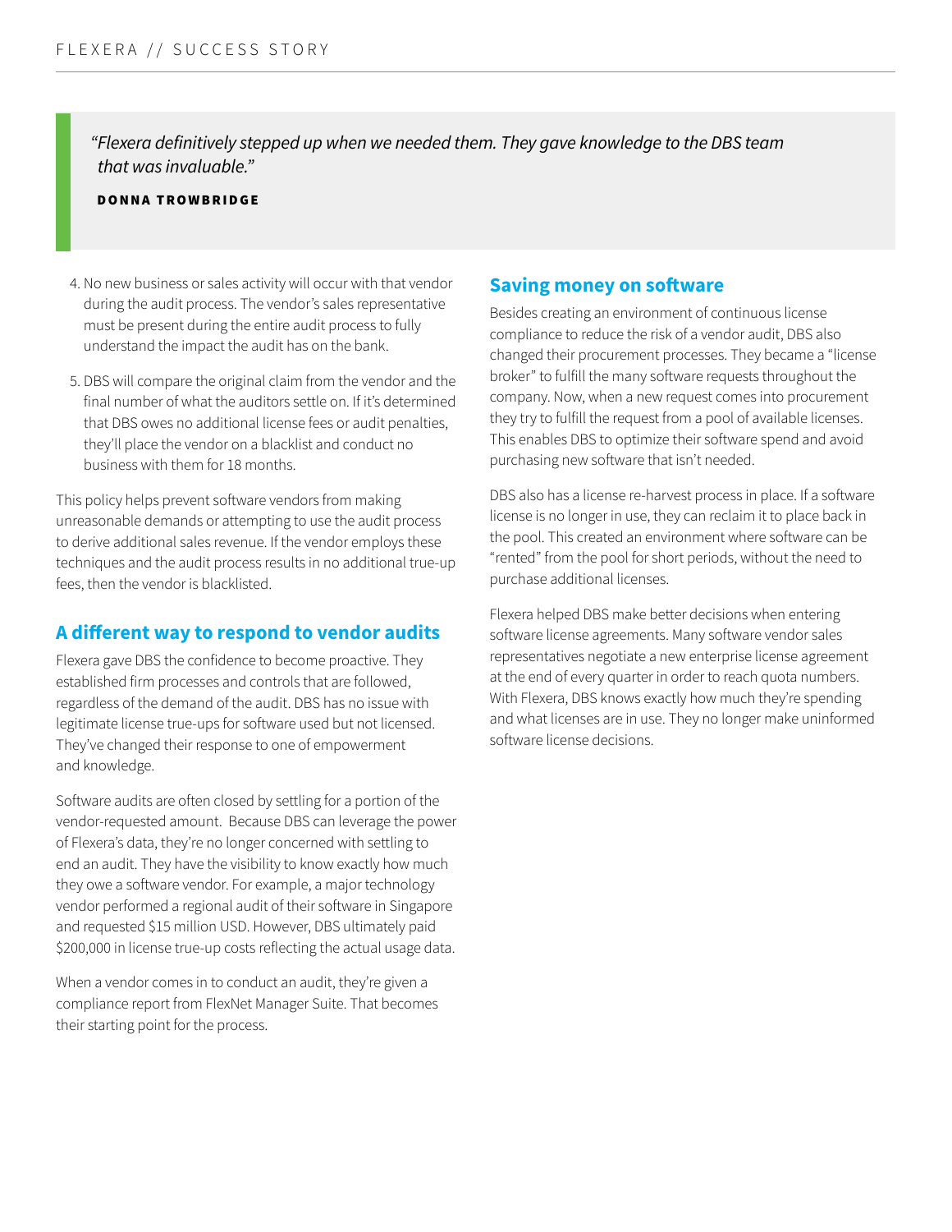> *"Flexera definitively stepped up when we needed them. They gave knowledge to the DBS team that was invaluable."*
>
> **DONNA TROWBRIDGE**

4. No new business or sales activity will occur with that vendor during the audit process. The vendor's sales representative must be present during the entire audit process to fully understand the impact the audit has on the bank.

5. DBS will compare the original claim from the vendor and the final number of what the auditors settle on. If it's determined that DBS owes no additional license fees or audit penalties, they'll place the vendor on a blacklist and conduct no business with them for 18 months.

This policy helps prevent software vendors from making unreasonable demands or attempting to use the audit process to derive additional sales revenue. If the vendor employs these techniques and the audit process results in no additional true-up fees, then the vendor is blacklisted.

## A different way to respond to vendor audits

Flexera gave DBS the confidence to become proactive. They established firm processes and controls that are followed, regardless of the demand of the audit. DBS has no issue with legitimate license true-ups for software used but not licensed. They've changed their response to one of empowerment and knowledge.

Software audits are often closed by settling for a portion of the vendor-requested amount. Because DBS can leverage the power of Flexera's data, they're no longer concerned with settling to end an audit. They have the visibility to know exactly how much they owe a software vendor. For example, a major technology vendor performed a regional audit of their software in Singapore and requested $15 million USD. However, DBS ultimately paid $200,000 in license true-up costs reflecting the actual usage data.

When a vendor comes in to conduct an audit, they're given a compliance report from FlexNet Manager Suite. That becomes their starting point for the process.

## Saving money on software

Besides creating an environment of continuous license compliance to reduce the risk of a vendor audit, DBS also changed their procurement processes. They became a "license broker" to fulfill the many software requests throughout the company. Now, when a new request comes into procurement they try to fulfill the request from a pool of available licenses. This enables DBS to optimize their software spend and avoid purchasing new software that isn't needed.

DBS also has a license re-harvest process in place. If a software license is no longer in use, they can reclaim it to place back in the pool. This created an environment where software can be "rented" from the pool for short periods, without the need to purchase additional licenses.

Flexera helped DBS make better decisions when entering software license agreements. Many software vendor sales representatives negotiate a new enterprise license agreement at the end of every quarter in order to reach quota numbers. With Flexera, DBS knows exactly how much they're spending and what licenses are in use. They no longer make uninformed software license decisions.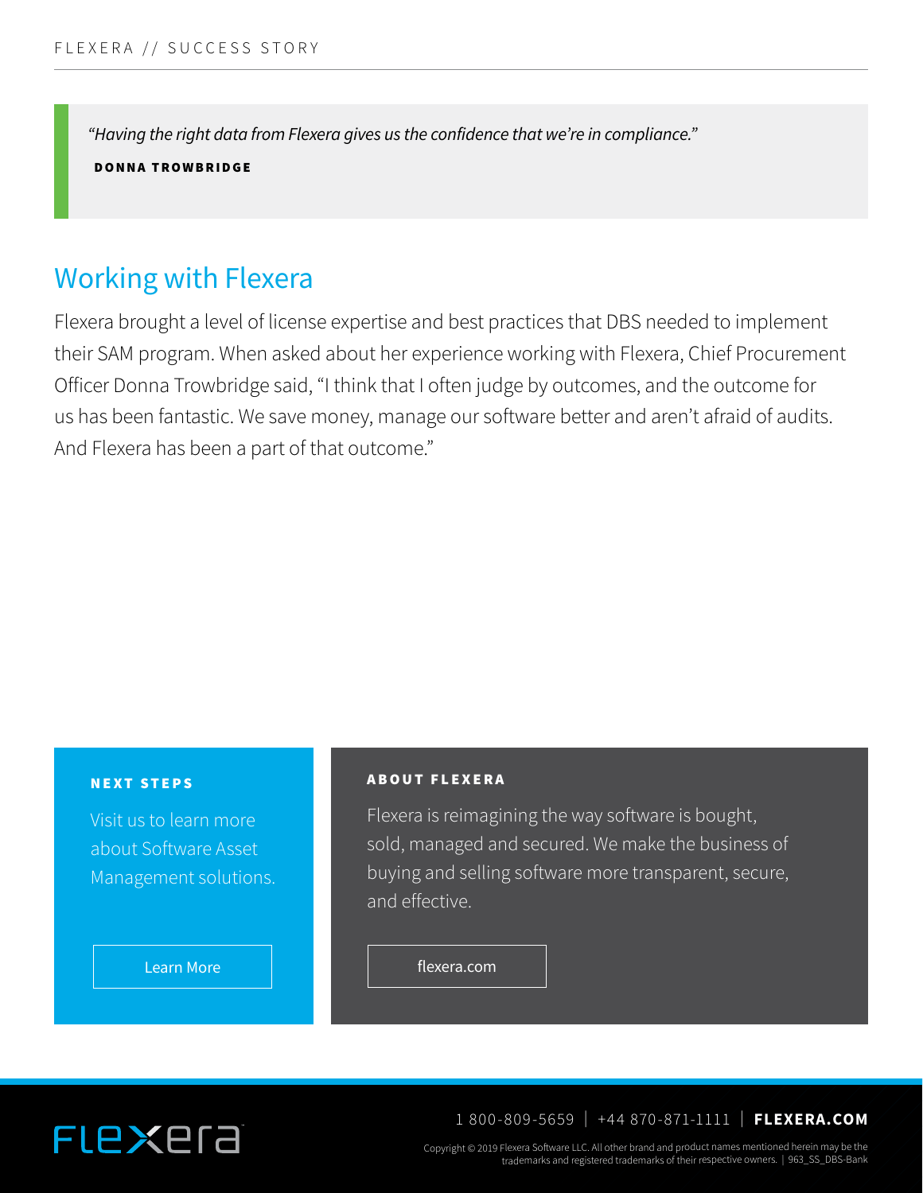> *"Having the right data from Flexera gives us the confidence that we're in compliance."*
>
> **DONNA TROWBRIDGE**

## Working with Flexera

Flexera brought a level of license expertise and best practices that DBS needed to implement their SAM program. When asked about her experience working with Flexera, Chief Procurement Officer Donna Trowbridge said, "I think that I often judge by outcomes, and the outcome for us has been fantastic. We save money, manage our software better and aren't afraid of audits. And Flexera has been a part of that outcome."

**NEXT STEPS**

Visit us to learn more about Software Asset Management solutions.

Learn More

**ABOUT FLEXERA**

Flexera is reimagining the way software is bought, sold, managed and secured. We make the business of buying and selling software more transparent, secure, and effective.

flexera.com

1 800-809-5659 | +44 870-871-1111 | **FLEXERA.COM**

Copyright © 2019 Flexera Software LLC. All other brand and product names mentioned herein may be the trademarks and registered trademarks of their respective owners. | 963_SS_DBS-Bank